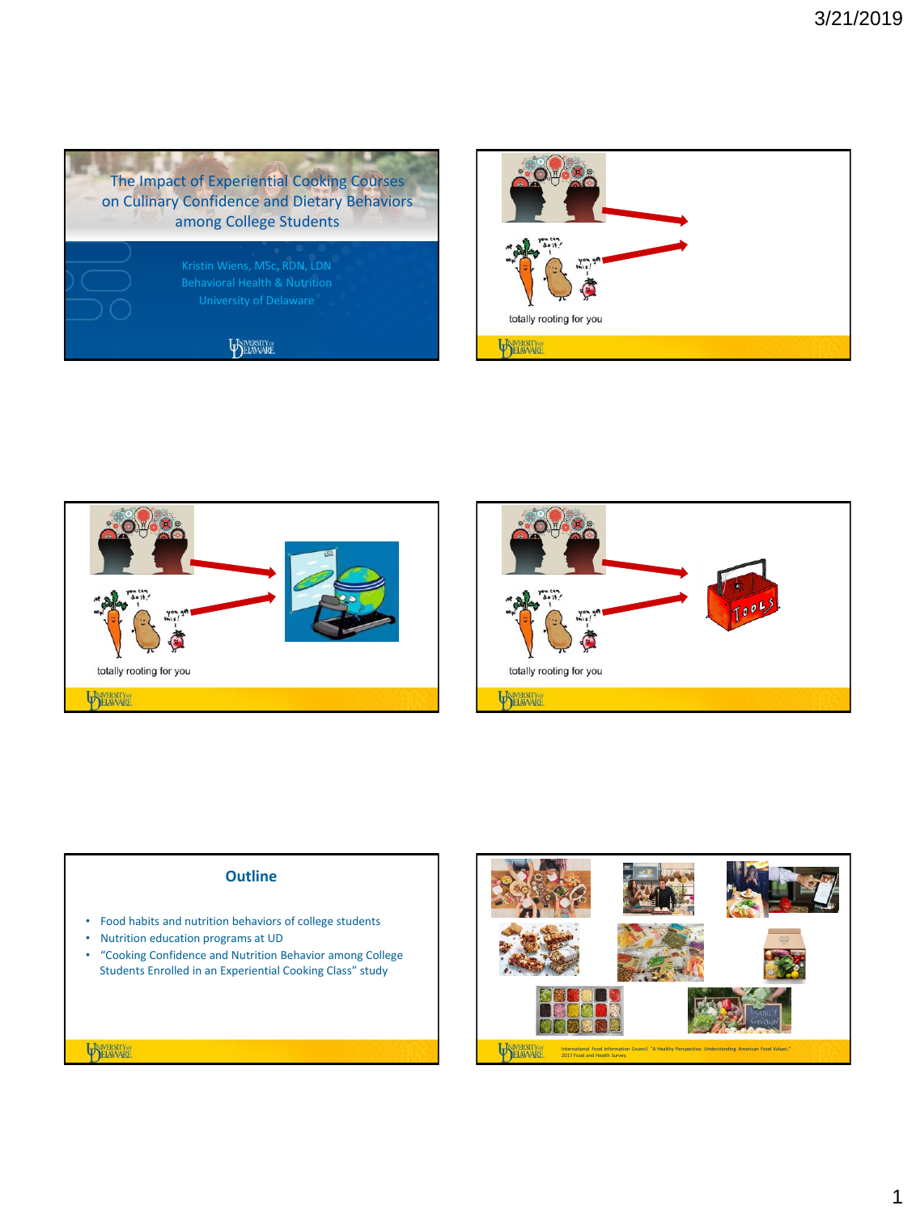# The Impact of Experiential Cooking Courses on Culinary Confidence and Dietary Behaviors among College Students

Kristin Wiens, MSc, RDN, LDN
Behavioral Health & Nutrition
University of Delaware

totally rooting for you

totally rooting for you

totally rooting for you

## Outline

- Food habits and nutrition behaviors of college students
- Nutrition education programs at UD
- "Cooking Confidence and Nutrition Behavior among College Students Enrolled in an Experiential Cooking Class" study

International Food Information Council. "A Healthy Perspective: Understanding American Food Values." 2017 Food and Health Survey.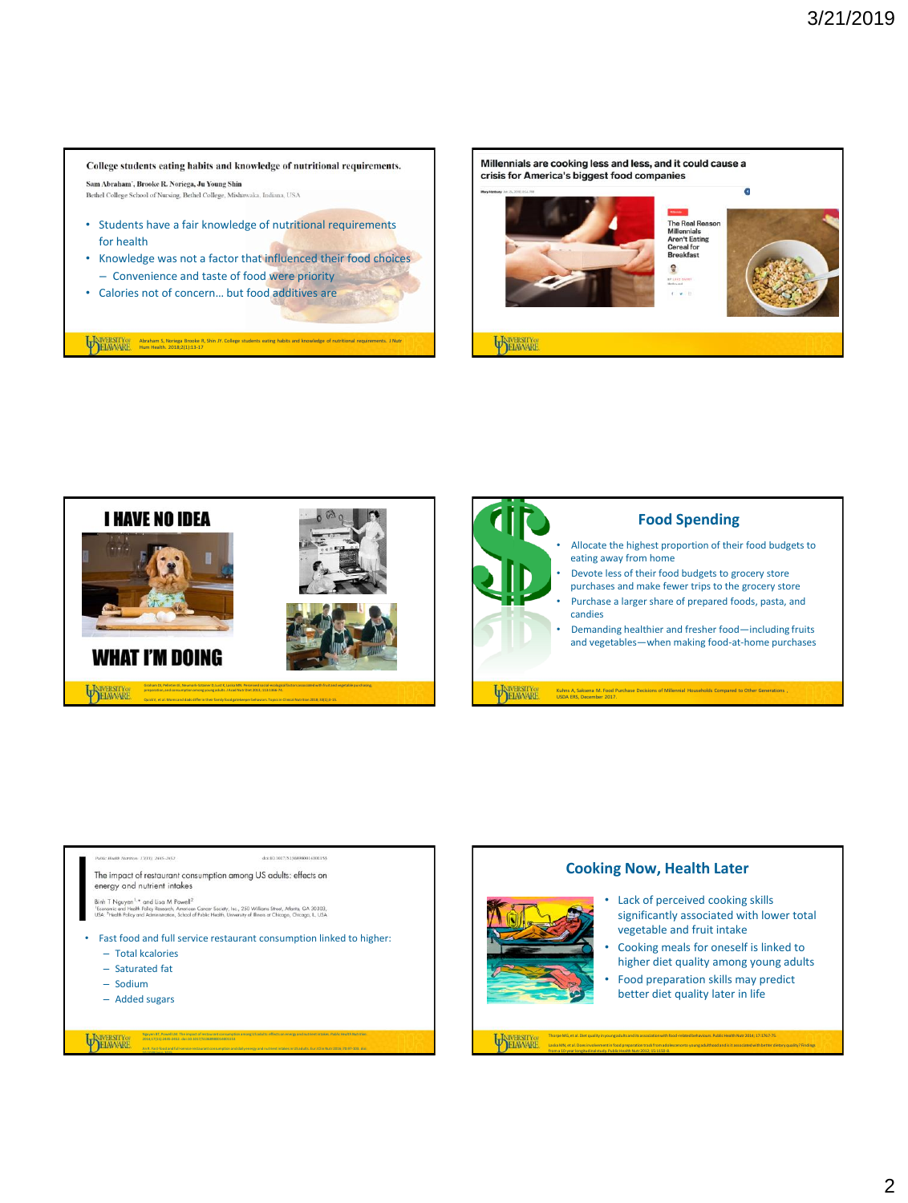## College students eating habits and knowledge of nutritional requirements.

Sam Abraham*, Brooke R. Noriega, Ju Young Shin

Bethel College School of Nursing, Bethel College, Mishawaka, Indiana, USA

- Students have a fair knowledge of nutritional requirements for health
- Knowledge was not a factor that influenced their food choices
  - Convenience and taste of food were priority
- Calories not of concern… but food additives are

Abraham S, Noriega Brooke R, Shin JY. College students eating habits and knowledge of nutritional requirements. J Nutr Hum Health. 2018;2(1):13-17.

## Millennials are cooking less and less, and it could cause a crisis for America's biggest food companies

The Real Reason Millennials Aren't Eating Cereal for Breakfast

## I HAVE NO IDEA WHAT I'M DOING

## Food Spending

- Allocate the highest proportion of their food budgets to eating away from home
- Devote less of their food budgets to grocery store purchases and make fewer trips to the grocery store
- Purchase a larger share of prepared foods, pasta, and candies
- Demanding healthier and fresher food—including fruits and vegetables—when making food-at-home purchases

Kuhns A, Saksena M. Food Purchase Decisions of Millennial Households Compared to Other Generations, USDA ERS, December 2017.

## The impact of restaurant consumption among US adults: effects on energy and nutrient intakes

Binh T Nguyen[1,*] and Lisa M Powell[2]

- Fast food and full service restaurant consumption linked to higher:
  - Total kcalories
  - Saturated fat
  - Sodium
  - Added sugars

## Cooking Now, Health Later

- Lack of perceived cooking skills significantly associated with lower total vegetable and fruit intake
- Cooking meals for oneself is linked to higher diet quality among young adults
- Food preparation skills may predict better diet quality later in life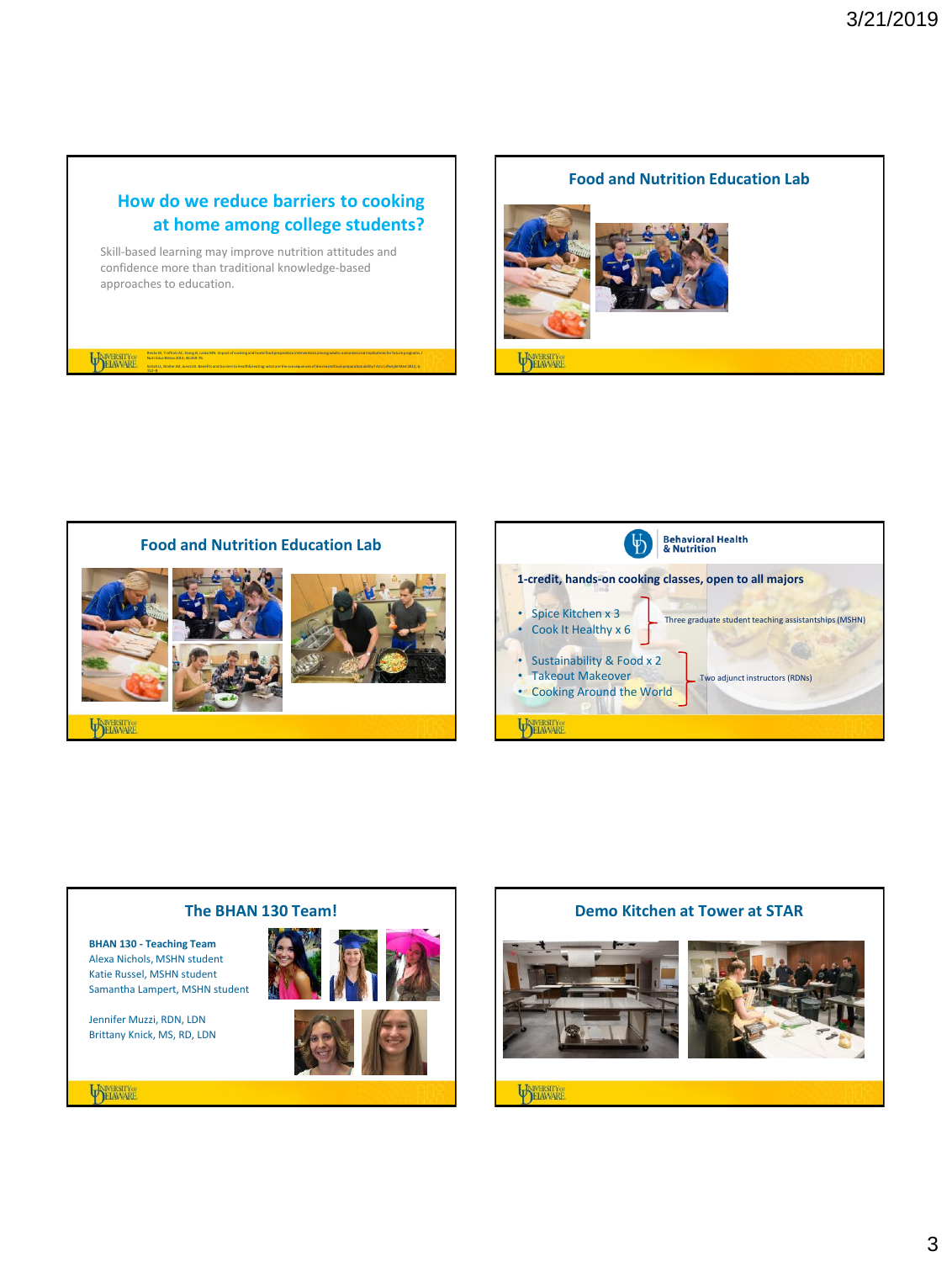## How do we reduce barriers to cooking at home among college students?

Skill-based learning may improve nutrition attitudes and confidence more than traditional knowledge-based approaches to education.

## Food and Nutrition Education Lab

## Food and Nutrition Education Lab

## Behavioral Health & Nutrition

**1-credit, hands-on cooking classes, open to all majors**

- Spice Kitchen x 3
- Cook It Healthy x 6

Three graduate student teaching assistantships (MSHN)

- Sustainability & Food x 2
- Takeout Makeover
- Cooking Around the World

Two adjunct instructors (RDNs)

## The BHAN 130 Team!

**BHAN 130 - Teaching Team**
Alexa Nichols, MSHN student
Katie Russel, MSHN student
Samantha Lampert, MSHN student

Jennifer Muzzi, RDN, LDN
Brittany Knick, MS, RD, LDN

## Demo Kitchen at Tower at STAR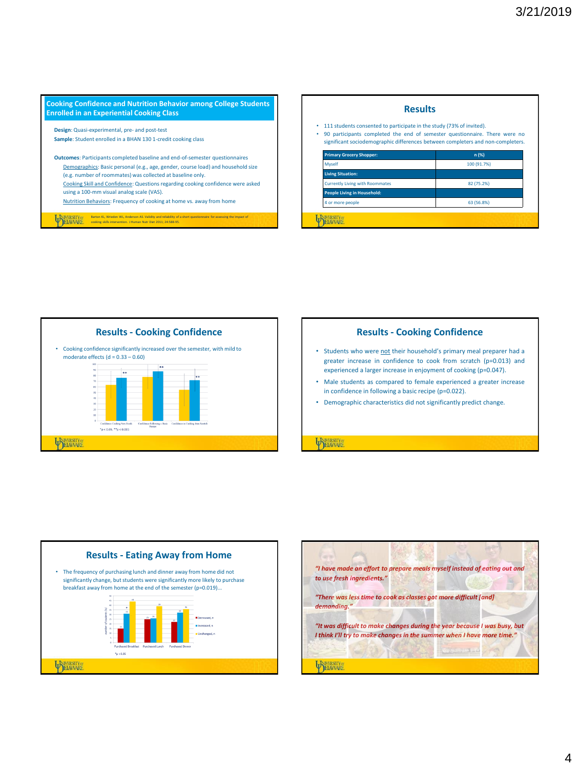## Cooking Confidence and Nutrition Behavior among College Students Enrolled in an Experiential Cooking Class

**Design**: Quasi-experimental, pre- and post-test

**Sample**: Student enrolled in a BHAN 130 1-credit cooking class

**Outcomes**: Participants completed baseline and end-of-semester questionnaires

- Demographics: Basic personal (e.g., age, gender, course load) and household size (e.g. number of roommates) was collected at baseline only.
- Cooking Skill and Confidence: Questions regarding cooking confidence were asked using a 100-mm visual analog scale (VAS).
- Nutrition Behaviors: Frequency of cooking at home vs. away from home

Barton KL, Wrieden WL, Anderson AS. Validity and reliability of a short questionnaire for assessing the impact of cooking skills intervention. J Human Nutr Diet 2011; 24:588-95.

## Results

- 111 students consented to participate in the study (73% of invited).
- 90 participants completed the end of semester questionnaire. There were no significant sociodemographic differences between completers and non-completers.

| Primary Grocery Shopper: | n (%) |
|---|---|
| Myself | 100 (91.7%) |
| **Living Situation:** | |
| Currently Living with Roommates | 82 (75.2%) |
| **People Living in Household:** | |
| 4 or more people | 63 (56.8%) |

## Results - Cooking Confidence

- Cooking confidence significantly increased over the semester, with mild to moderate effects (d = 0.33 – 0.60)

*p < 0.05, **p < 0.001

## Results - Cooking Confidence

- Students who were not their household's primary meal preparer had a greater increase in confidence to cook from scratch (p=0.013) and experienced a larger increase in enjoyment of cooking (p=0.047).
- Male students as compared to female experienced a greater increase in confidence in following a basic recipe (p=0.022).
- Demographic characteristics did not significantly predict change.

## Results - Eating Away from Home

- The frequency of purchasing lunch and dinner away from home did not significantly change, but students were significantly more likely to purchase breakfast away from home at the end of the semester (p=0.019)...

*p < 0.05

*"I have made an effort to prepare meals myself instead of eating out and to use fresh ingredients."*

*"There was less time to cook as classes got more difficult [and] demanding."*

*"It was difficult to make changes during the year because I was busy, but I think I'll try to make changes in the summer when I have more time."*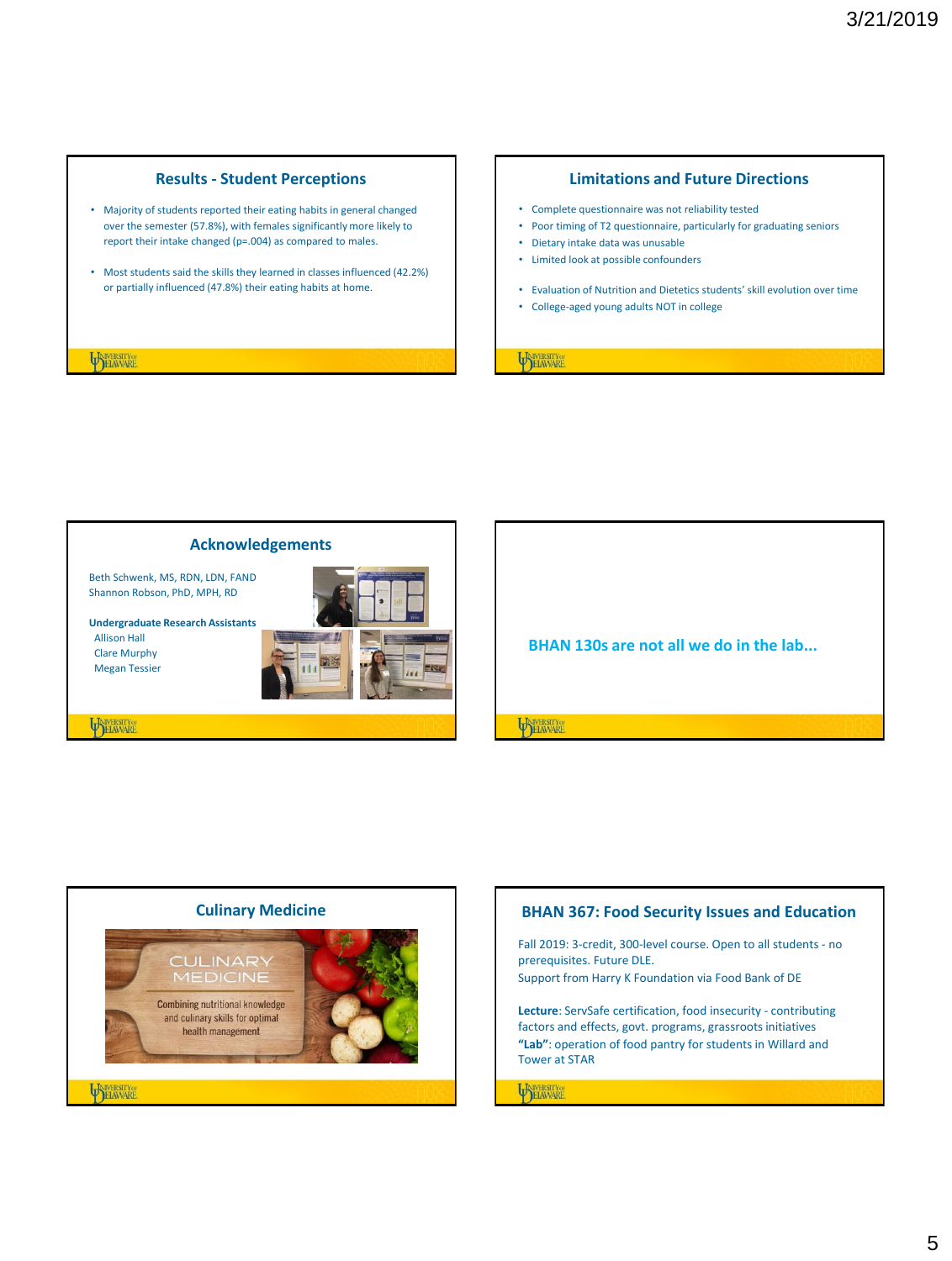## Results - Student Perceptions

- Majority of students reported their eating habits in general changed over the semester (57.8%), with females significantly more likely to report their intake changed (p=.004) as compared to males.
- Most students said the skills they learned in classes influenced (42.2%) or partially influenced (47.8%) their eating habits at home.

## Limitations and Future Directions

- Complete questionnaire was not reliability tested
- Poor timing of T2 questionnaire, particularly for graduating seniors
- Dietary intake data was unusable
- Limited look at possible confounders

- Evaluation of Nutrition and Dietetics students' skill evolution over time
- College-aged young adults NOT in college

## Acknowledgements

Beth Schwenk, MS, RDN, LDN, FAND
Shannon Robson, PhD, MPH, RD

**Undergraduate Research Assistants**
Allison Hall
Clare Murphy
Megan Tessier

**BHAN 130s are not all we do in the lab...**

## Culinary Medicine

CULINARY MEDICINE

Combining nutritional knowledge and culinary skills for optimal health management

## BHAN 367: Food Security Issues and Education

Fall 2019: 3-credit, 300-level course. Open to all students - no prerequisites. Future DLE.
Support from Harry K Foundation via Food Bank of DE

**Lecture**: ServSafe certification, food insecurity - contributing factors and effects, govt. programs, grassroots initiatives
**"Lab"**: operation of food pantry for students in Willard and Tower at STAR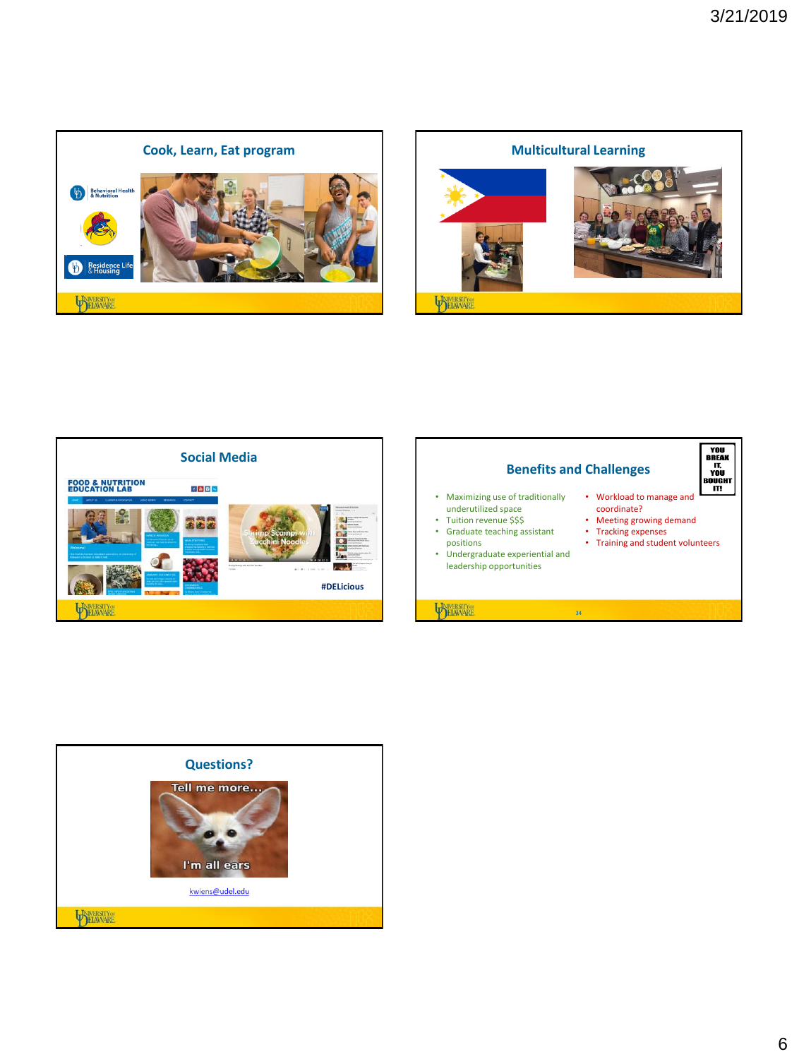## Cook, Learn, Eat program

## Multicultural Learning

## Social Media

#DELicious

## Benefits and Challenges

- Maximizing use of traditionally underutilized space
- Tuition revenue $$$
- Graduate teaching assistant positions
- Undergraduate experiential and leadership opportunities

- Workload to manage and coordinate?
- Meeting growing demand
- Tracking expenses
- Training and student volunteers

## Questions?

kwiens@udel.edu